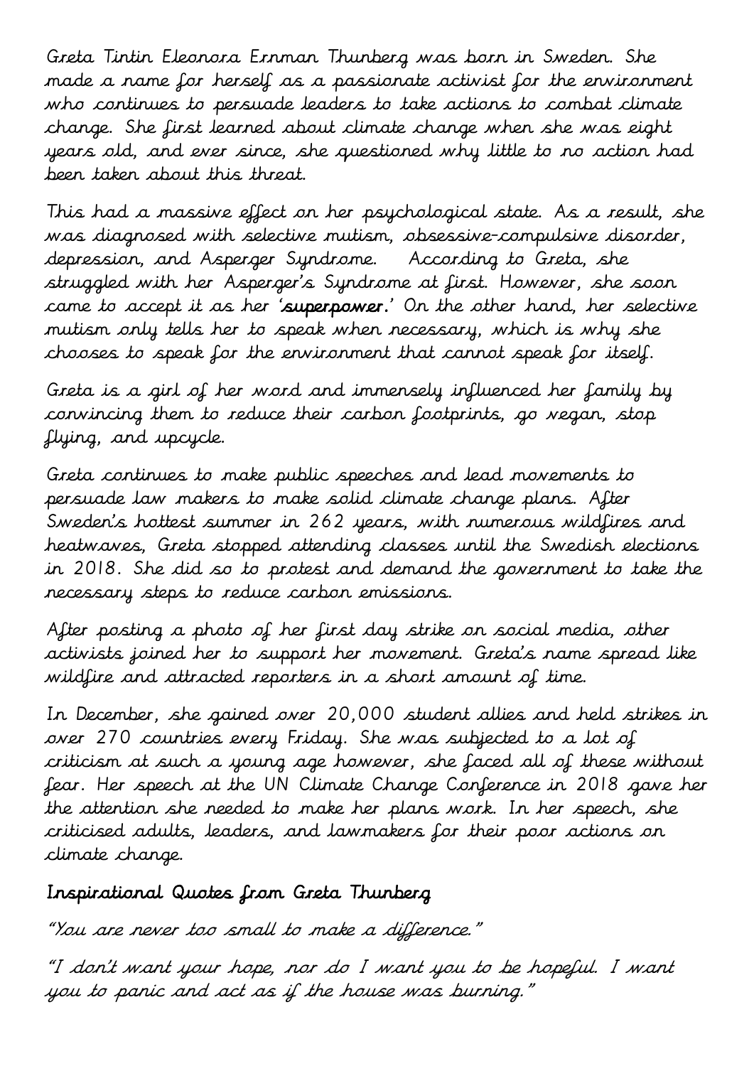Greta Tintin Eleonora Ernman Thunberg was born in Sweden. She made a name for herself as a passionate activist for the environment who continues to persuade leaders to take actions to combat climate change. She first learned about climate change when she was eight years old, and ever since, she questioned why little to no action had been taken about this threat.

This had a massive effect on her psychological state. As a result, she was diagnosed with selective mutism, obsessive-compulsive disorder, depression, and Asperger Syndrome. According to Greta, she struggled with her Asperger's Syndrome at first. However, she soon came to accept it as her '**superpower**.' On the other hand, her selective mutism only tells her to speak when necessary, which is why she chooses to speak for the environment that cannot speak for itself.

Greta is a girl of her word and immensely influenced her family by convincing them to reduce their carbon footprints, go vegan, stop flying, and upcycle.

Greta continues to make public speeches and lead movements to persuade law makers to make solid climate change plans. After Sweden's hottest summer in 262 years, with numerous wildfires and heatwaves, Greta stopped attending classes until the Swedish elections in 2018. She did so to protest and demand the government to take the necessary steps to reduce carbon emissions.

After posting a photo of her first day strike on social media, other activists joined her to support her movement. Greta's name spread like wildfire and attracted reporters in a short amount of time.

In December, she gained over 20,000 student allies and held strikes in over 270 countries every Friday. She was subjected to a lot of criticism at such a young age however, she faced all of these without fear. Her speech at the UN Climate Change Conference in 2018 gave her the attention she needed to make her plans work. In her speech, she criticised adults, leaders, and lawmakers for their poor actions on climate change.

## Inspirational Quotes from Greta Thunberg

"You are never too small to make a difference."

"I don't want your hope, nor do I want you to be hopeful. I want you to panic and act as if the house was burning."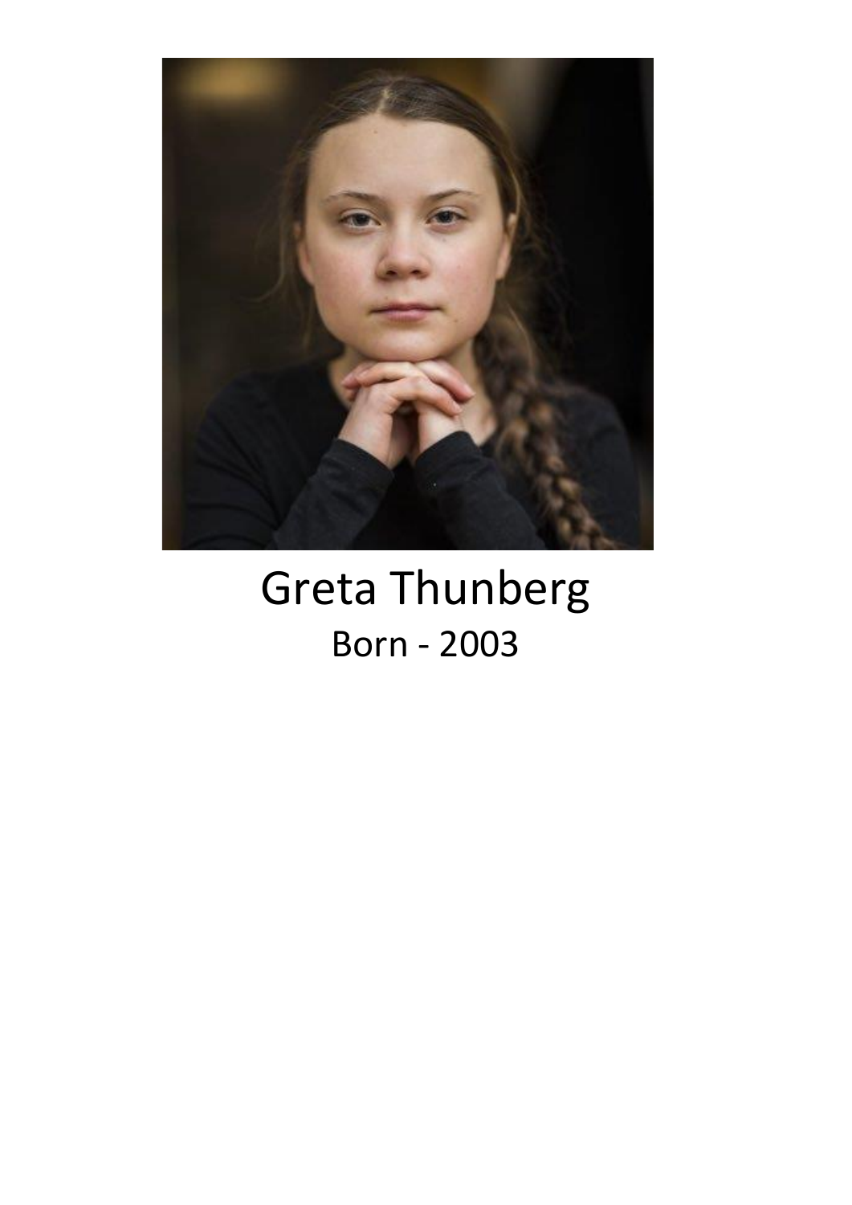Greta Thunberg

Born - 2003